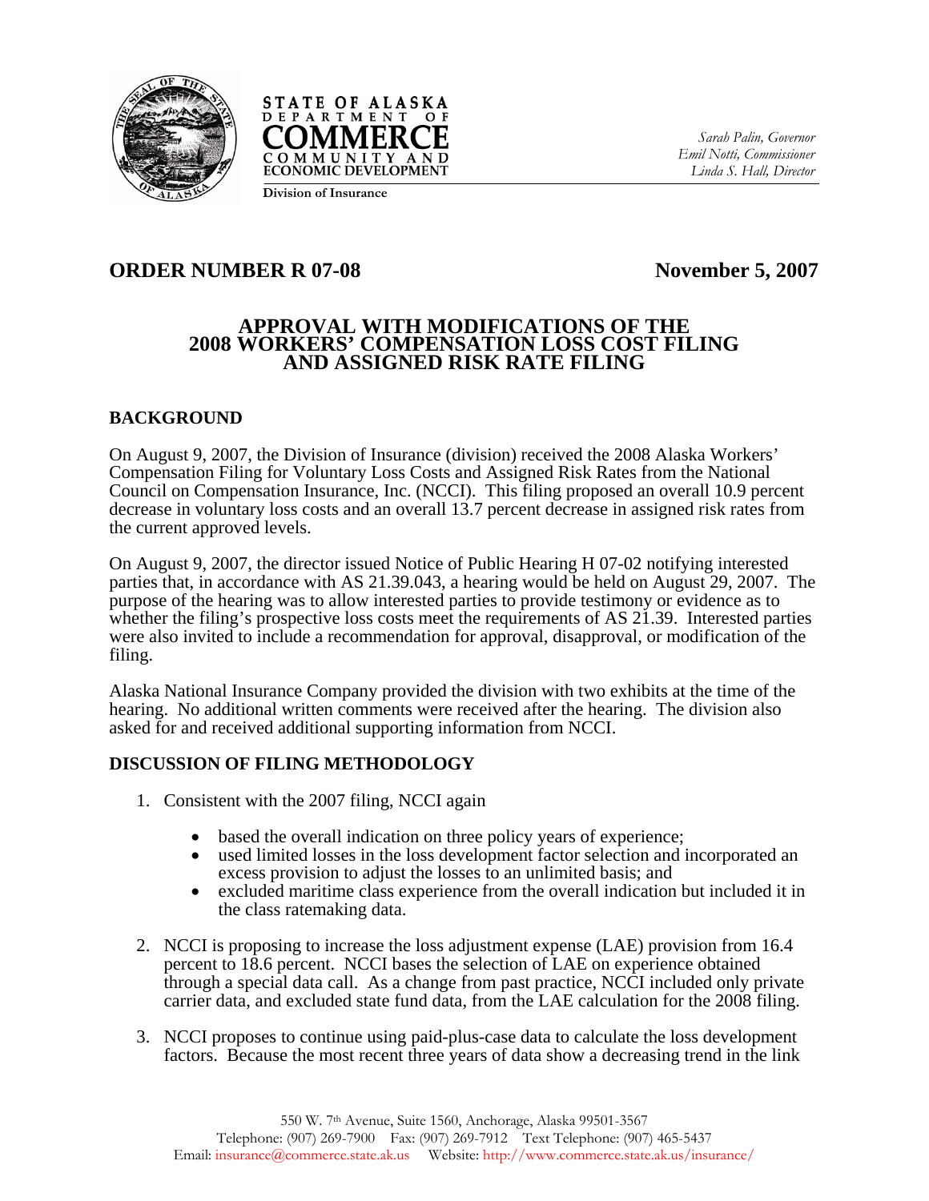STATE OF ALASKA
DEPARTMENT OF
COMMERCE
COMMUNITY AND
ECONOMIC DEVELOPMENT

Division of Insurance

*Sarah Palin, Governor*
*Emil Notti, Commissioner*
*Linda S. Hall, Director*

## ORDER NUMBER R 07-08 &nbsp;&nbsp;&nbsp;&nbsp;&nbsp;&nbsp;&nbsp;&nbsp;&nbsp;&nbsp; November 5, 2007

# APPROVAL WITH MODIFICATIONS OF THE 2008 WORKERS' COMPENSATION LOSS COST FILING AND ASSIGNED RISK RATE FILING

## BACKGROUND

On August 9, 2007, the Division of Insurance (division) received the 2008 Alaska Workers' Compensation Filing for Voluntary Loss Costs and Assigned Risk Rates from the National Council on Compensation Insurance, Inc. (NCCI). This filing proposed an overall 10.9 percent decrease in voluntary loss costs and an overall 13.7 percent decrease in assigned risk rates from the current approved levels.

On August 9, 2007, the director issued Notice of Public Hearing H 07-02 notifying interested parties that, in accordance with AS 21.39.043, a hearing would be held on August 29, 2007. The purpose of the hearing was to allow interested parties to provide testimony or evidence as to whether the filing's prospective loss costs meet the requirements of AS 21.39. Interested parties were also invited to include a recommendation for approval, disapproval, or modification of the filing.

Alaska National Insurance Company provided the division with two exhibits at the time of the hearing. No additional written comments were received after the hearing. The division also asked for and received additional supporting information from NCCI.

## DISCUSSION OF FILING METHODOLOGY

1. Consistent with the 2007 filing, NCCI again

   - based the overall indication on three policy years of experience;
   - used limited losses in the loss development factor selection and incorporated an excess provision to adjust the losses to an unlimited basis; and
   - excluded maritime class experience from the overall indication but included it in the class ratemaking data.

2. NCCI is proposing to increase the loss adjustment expense (LAE) provision from 16.4 percent to 18.6 percent. NCCI bases the selection of LAE on experience obtained through a special data call. As a change from past practice, NCCI included only private carrier data, and excluded state fund data, from the LAE calculation for the 2008 filing.

3. NCCI proposes to continue using paid-plus-case data to calculate the loss development factors. Because the most recent three years of data show a decreasing trend in the link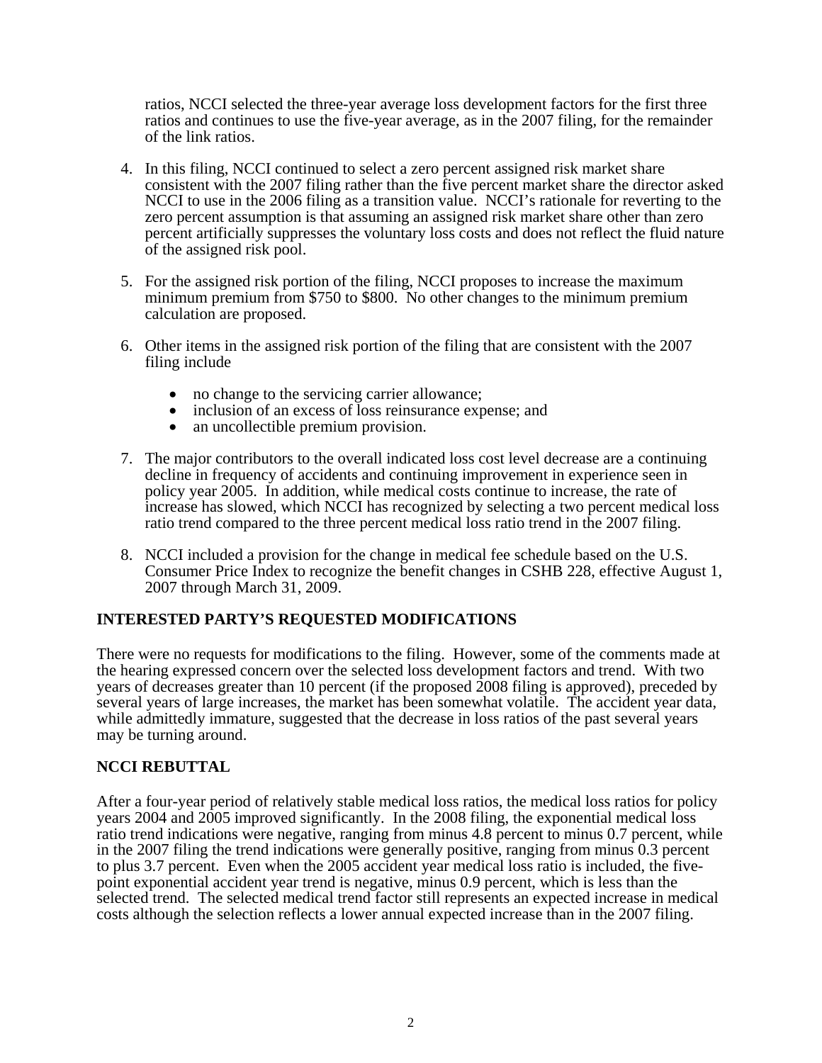ratios, NCCI selected the three-year average loss development factors for the first three ratios and continues to use the five-year average, as in the 2007 filing, for the remainder of the link ratios.

4. In this filing, NCCI continued to select a zero percent assigned risk market share consistent with the 2007 filing rather than the five percent market share the director asked NCCI to use in the 2006 filing as a transition value. NCCI's rationale for reverting to the zero percent assumption is that assuming an assigned risk market share other than zero percent artificially suppresses the voluntary loss costs and does not reflect the fluid nature of the assigned risk pool.

5. For the assigned risk portion of the filing, NCCI proposes to increase the maximum minimum premium from $750 to $800. No other changes to the minimum premium calculation are proposed.

6. Other items in the assigned risk portion of the filing that are consistent with the 2007 filing include

   - no change to the servicing carrier allowance;
   - inclusion of an excess of loss reinsurance expense; and
   - an uncollectible premium provision.

7. The major contributors to the overall indicated loss cost level decrease are a continuing decline in frequency of accidents and continuing improvement in experience seen in policy year 2005. In addition, while medical costs continue to increase, the rate of increase has slowed, which NCCI has recognized by selecting a two percent medical loss ratio trend compared to the three percent medical loss ratio trend in the 2007 filing.

8. NCCI included a provision for the change in medical fee schedule based on the U.S. Consumer Price Index to recognize the benefit changes in CSHB 228, effective August 1, 2007 through March 31, 2009.

## INTERESTED PARTY'S REQUESTED MODIFICATIONS

There were no requests for modifications to the filing. However, some of the comments made at the hearing expressed concern over the selected loss development factors and trend. With two years of decreases greater than 10 percent (if the proposed 2008 filing is approved), preceded by several years of large increases, the market has been somewhat volatile. The accident year data, while admittedly immature, suggested that the decrease in loss ratios of the past several years may be turning around.

## NCCI REBUTTAL

After a four-year period of relatively stable medical loss ratios, the medical loss ratios for policy years 2004 and 2005 improved significantly. In the 2008 filing, the exponential medical loss ratio trend indications were negative, ranging from minus 4.8 percent to minus 0.7 percent, while in the 2007 filing the trend indications were generally positive, ranging from minus 0.3 percent to plus 3.7 percent. Even when the 2005 accident year medical loss ratio is included, the five-point exponential accident year trend is negative, minus 0.9 percent, which is less than the selected trend. The selected medical trend factor still represents an expected increase in medical costs although the selection reflects a lower annual expected increase than in the 2007 filing.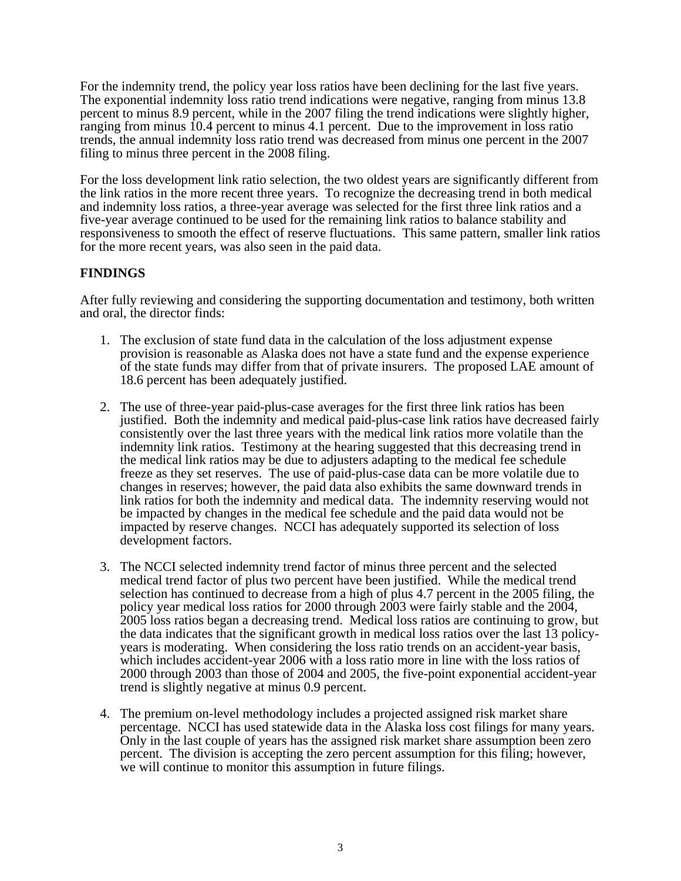For the indemnity trend, the policy year loss ratios have been declining for the last five years. The exponential indemnity loss ratio trend indications were negative, ranging from minus 13.8 percent to minus 8.9 percent, while in the 2007 filing the trend indications were slightly higher, ranging from minus 10.4 percent to minus 4.1 percent. Due to the improvement in loss ratio trends, the annual indemnity loss ratio trend was decreased from minus one percent in the 2007 filing to minus three percent in the 2008 filing.

For the loss development link ratio selection, the two oldest years are significantly different from the link ratios in the more recent three years. To recognize the decreasing trend in both medical and indemnity loss ratios, a three-year average was selected for the first three link ratios and a five-year average continued to be used for the remaining link ratios to balance stability and responsiveness to smooth the effect of reserve fluctuations. This same pattern, smaller link ratios for the more recent years, was also seen in the paid data.

**FINDINGS**

After fully reviewing and considering the supporting documentation and testimony, both written and oral, the director finds:

1. The exclusion of state fund data in the calculation of the loss adjustment expense provision is reasonable as Alaska does not have a state fund and the expense experience of the state funds may differ from that of private insurers. The proposed LAE amount of 18.6 percent has been adequately justified.

2. The use of three-year paid-plus-case averages for the first three link ratios has been justified. Both the indemnity and medical paid-plus-case link ratios have decreased fairly consistently over the last three years with the medical link ratios more volatile than the indemnity link ratios. Testimony at the hearing suggested that this decreasing trend in the medical link ratios may be due to adjusters adapting to the medical fee schedule freeze as they set reserves. The use of paid-plus-case data can be more volatile due to changes in reserves; however, the paid data also exhibits the same downward trends in link ratios for both the indemnity and medical data. The indemnity reserving would not be impacted by changes in the medical fee schedule and the paid data would not be impacted by reserve changes. NCCI has adequately supported its selection of loss development factors.

3. The NCCI selected indemnity trend factor of minus three percent and the selected medical trend factor of plus two percent have been justified. While the medical trend selection has continued to decrease from a high of plus 4.7 percent in the 2005 filing, the policy year medical loss ratios for 2000 through 2003 were fairly stable and the 2004, 2005 loss ratios began a decreasing trend. Medical loss ratios are continuing to grow, but the data indicates that the significant growth in medical loss ratios over the last 13 policy-years is moderating. When considering the loss ratio trends on an accident-year basis, which includes accident-year 2006 with a loss ratio more in line with the loss ratios of 2000 through 2003 than those of 2004 and 2005, the five-point exponential accident-year trend is slightly negative at minus 0.9 percent.

4. The premium on-level methodology includes a projected assigned risk market share percentage. NCCI has used statewide data in the Alaska loss cost filings for many years. Only in the last couple of years has the assigned risk market share assumption been zero percent. The division is accepting the zero percent assumption for this filing; however, we will continue to monitor this assumption in future filings.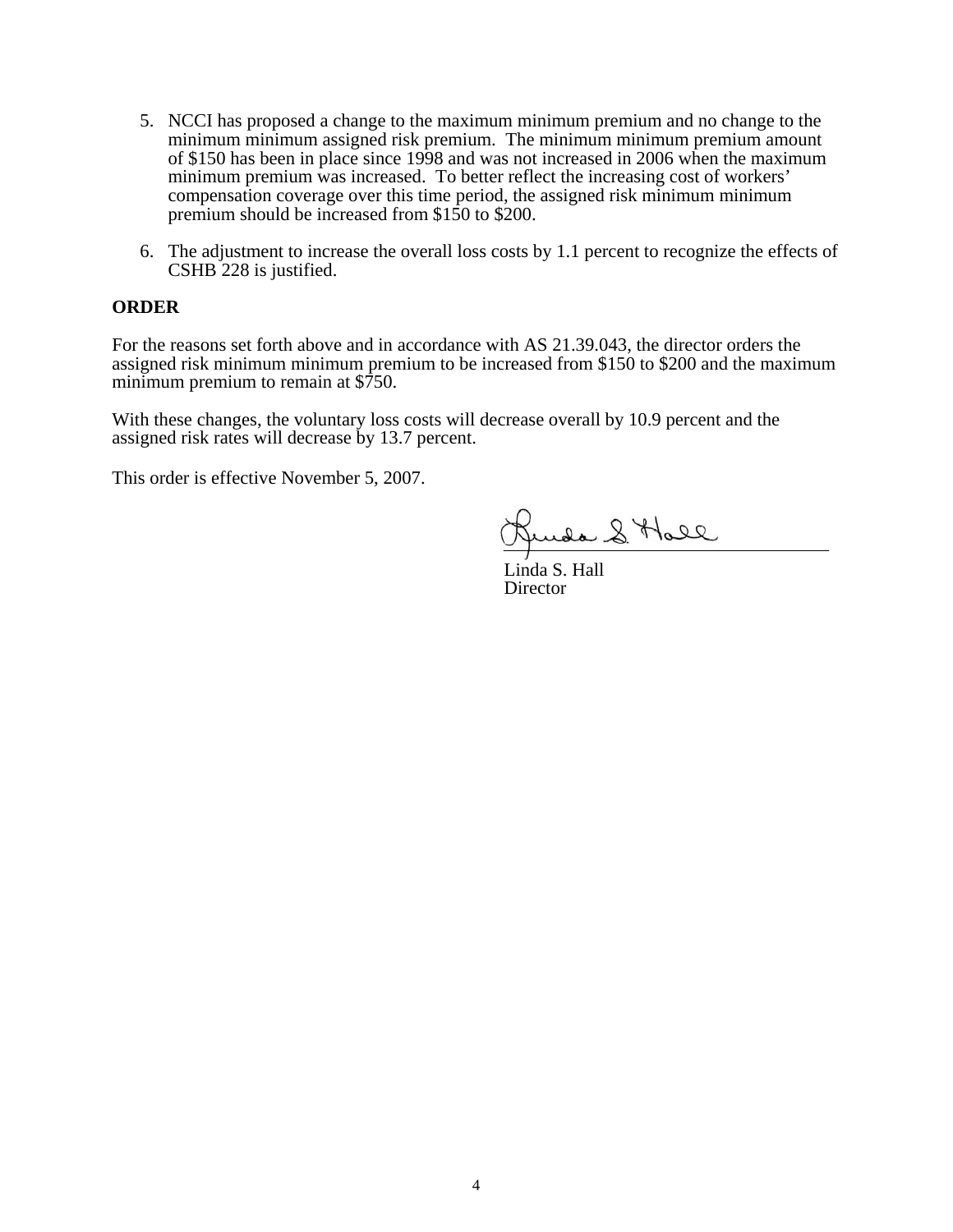5. NCCI has proposed a change to the maximum minimum premium and no change to the minimum minimum assigned risk premium. The minimum minimum premium amount of $150 has been in place since 1998 and was not increased in 2006 when the maximum minimum premium was increased. To better reflect the increasing cost of workers' compensation coverage over this time period, the assigned risk minimum minimum premium should be increased from $150 to $200.

6. The adjustment to increase the overall loss costs by 1.1 percent to recognize the effects of CSHB 228 is justified.

**ORDER**

For the reasons set forth above and in accordance with AS 21.39.043, the director orders the assigned risk minimum minimum premium to be increased from $150 to $200 and the maximum minimum premium to remain at $750.

With these changes, the voluntary loss costs will decrease overall by 10.9 percent and the assigned risk rates will decrease by 13.7 percent.

This order is effective November 5, 2007.

Linda S. Hall
Director